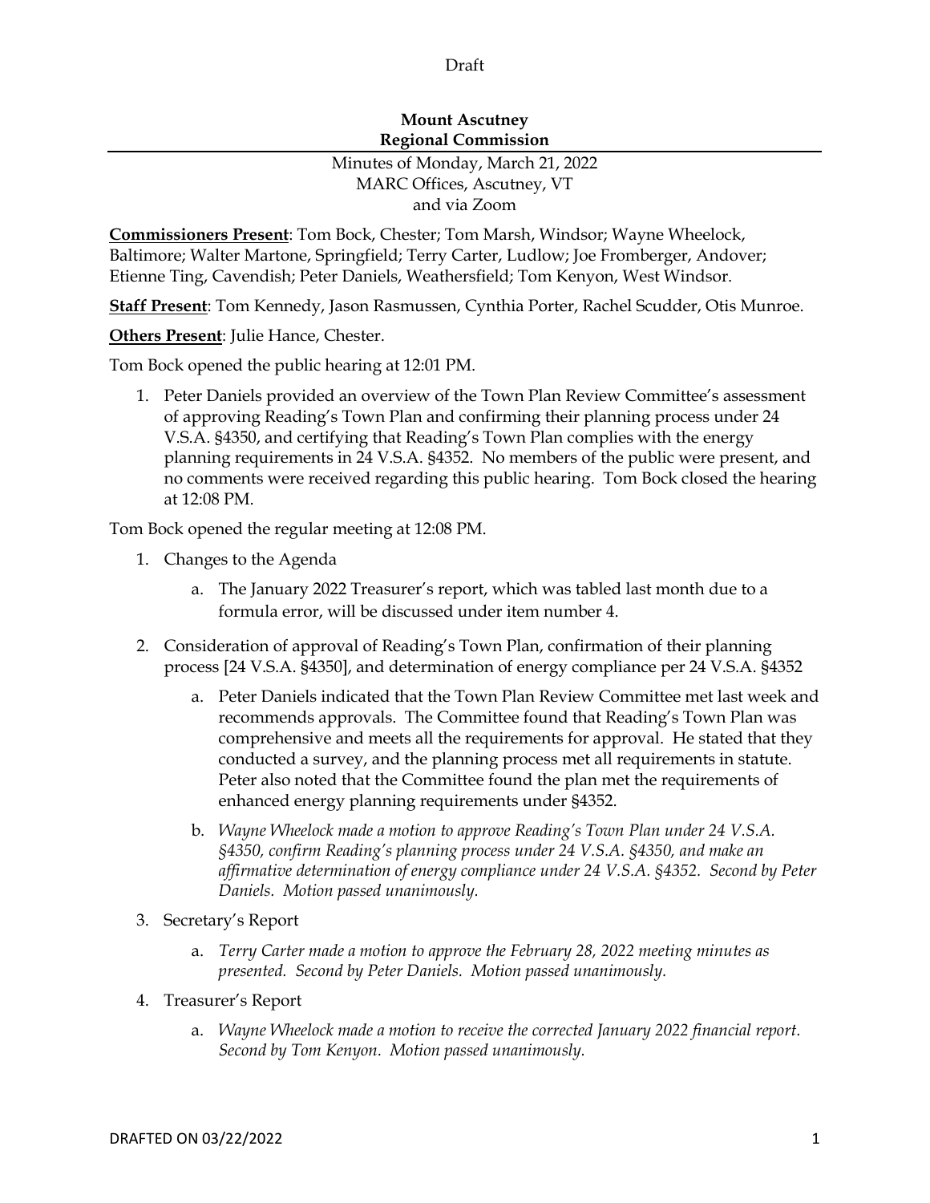Draft

**Mount Ascutney**
**Regional Commission**

Minutes of Monday, March 21, 2022
MARC Offices, Ascutney, VT
and via Zoom

**Commissioners Present**: Tom Bock, Chester; Tom Marsh, Windsor; Wayne Wheelock, Baltimore; Walter Martone, Springfield; Terry Carter, Ludlow; Joe Fromberger, Andover; Etienne Ting, Cavendish; Peter Daniels, Weathersfield; Tom Kenyon, West Windsor.

**Staff Present**: Tom Kennedy, Jason Rasmussen, Cynthia Porter, Rachel Scudder, Otis Munroe.

**Others Present**: Julie Hance, Chester.

Tom Bock opened the public hearing at 12:01 PM.

1. Peter Daniels provided an overview of the Town Plan Review Committee's assessment of approving Reading's Town Plan and confirming their planning process under 24 V.S.A. §4350, and certifying that Reading's Town Plan complies with the energy planning requirements in 24 V.S.A. §4352. No members of the public were present, and no comments were received regarding this public hearing. Tom Bock closed the hearing at 12:08 PM.

Tom Bock opened the regular meeting at 12:08 PM.

1. Changes to the Agenda
   a. The January 2022 Treasurer's report, which was tabled last month due to a formula error, will be discussed under item number 4.
2. Consideration of approval of Reading's Town Plan, confirmation of their planning process [24 V.S.A. §4350], and determination of energy compliance per 24 V.S.A. §4352
   a. Peter Daniels indicated that the Town Plan Review Committee met last week and recommends approvals. The Committee found that Reading's Town Plan was comprehensive and meets all the requirements for approval. He stated that they conducted a survey, and the planning process met all requirements in statute. Peter also noted that the Committee found the plan met the requirements of enhanced energy planning requirements under §4352.
   b. *Wayne Wheelock made a motion to approve Reading's Town Plan under 24 V.S.A. §4350, confirm Reading's planning process under 24 V.S.A. §4350, and make an affirmative determination of energy compliance under 24 V.S.A. §4352. Second by Peter Daniels. Motion passed unanimously.*
3. Secretary's Report
   a. *Terry Carter made a motion to approve the February 28, 2022 meeting minutes as presented. Second by Peter Daniels. Motion passed unanimously.*
4. Treasurer's Report
   a. *Wayne Wheelock made a motion to receive the corrected January 2022 financial report. Second by Tom Kenyon. Motion passed unanimously.*

DRAFTED ON 03/22/2022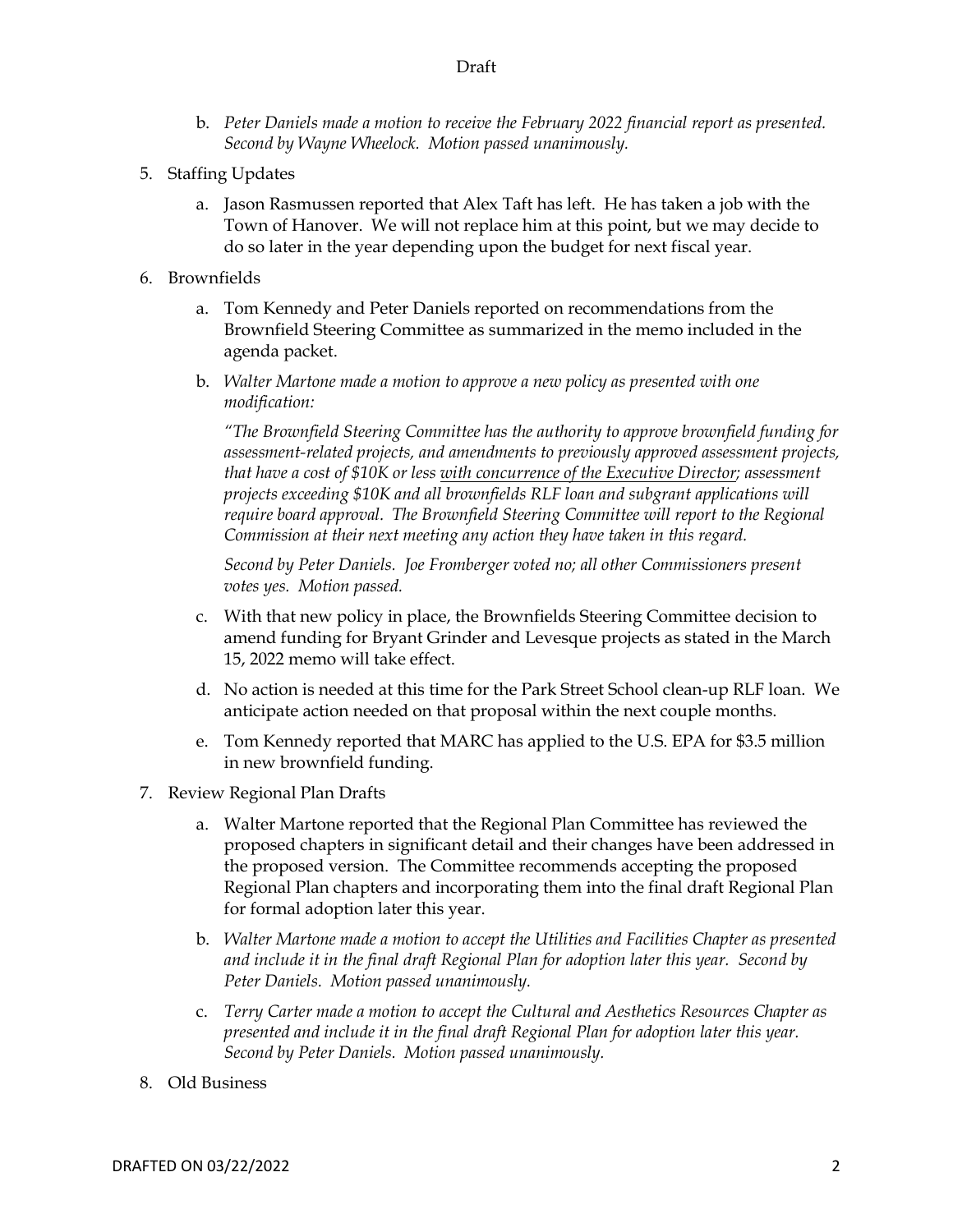b. *Peter Daniels made a motion to receive the February 2022 financial report as presented. Second by Wayne Wheelock. Motion passed unanimously.*

5. Staffing Updates

   a. Jason Rasmussen reported that Alex Taft has left. He has taken a job with the Town of Hanover. We will not replace him at this point, but we may decide to do so later in the year depending upon the budget for next fiscal year.

6. Brownfields

   a. Tom Kennedy and Peter Daniels reported on recommendations from the Brownfield Steering Committee as summarized in the memo included in the agenda packet.

   b. *Walter Martone made a motion to approve a new policy as presented with one modification:*

      *"The Brownfield Steering Committee has the authority to approve brownfield funding for assessment-related projects, and amendments to previously approved assessment projects, that have a cost of $10K or less <u>with concurrence of the Executive Director</u>; assessment projects exceeding $10K and all brownfields RLF loan and subgrant applications will require board approval. The Brownfield Steering Committee will report to the Regional Commission at their next meeting any action they have taken in this regard.*

      *Second by Peter Daniels. Joe Fromberger voted no; all other Commissioners present votes yes. Motion passed.*

   c. With that new policy in place, the Brownfields Steering Committee decision to amend funding for Bryant Grinder and Levesque projects as stated in the March 15, 2022 memo will take effect.

   d. No action is needed at this time for the Park Street School clean-up RLF loan. We anticipate action needed on that proposal within the next couple months.

   e. Tom Kennedy reported that MARC has applied to the U.S. EPA for $3.5 million in new brownfield funding.

7. Review Regional Plan Drafts

   a. Walter Martone reported that the Regional Plan Committee has reviewed the proposed chapters in significant detail and their changes have been addressed in the proposed version. The Committee recommends accepting the proposed Regional Plan chapters and incorporating them into the final draft Regional Plan for formal adoption later this year.

   b. *Walter Martone made a motion to accept the Utilities and Facilities Chapter as presented and include it in the final draft Regional Plan for adoption later this year. Second by Peter Daniels. Motion passed unanimously.*

   c. *Terry Carter made a motion to accept the Cultural and Aesthetics Resources Chapter as presented and include it in the final draft Regional Plan for adoption later this year. Second by Peter Daniels. Motion passed unanimously.*

8. Old Business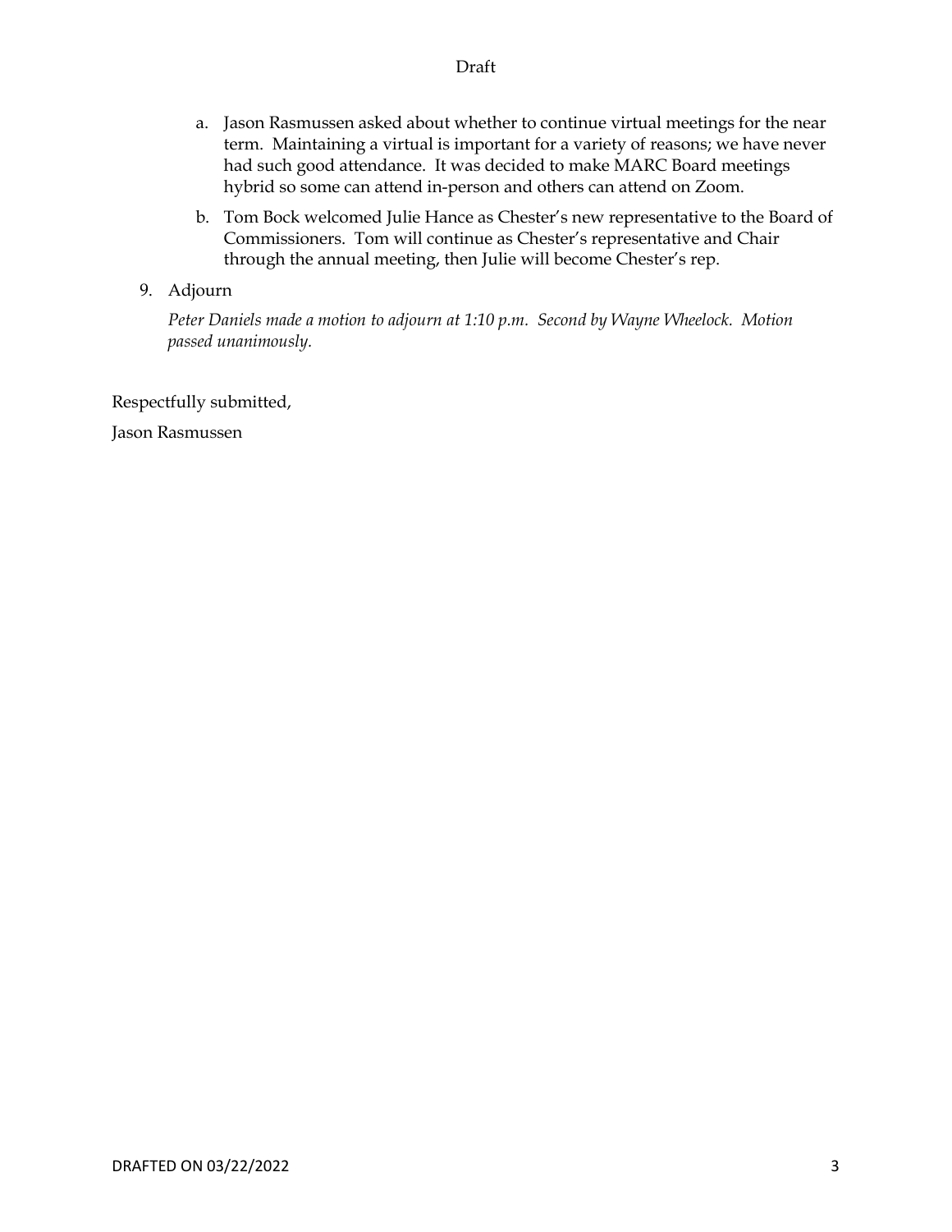a. Jason Rasmussen asked about whether to continue virtual meetings for the near term. Maintaining a virtual is important for a variety of reasons; we have never had such good attendance. It was decided to make MARC Board meetings hybrid so some can attend in-person and others can attend on Zoom.

b. Tom Bock welcomed Julie Hance as Chester's new representative to the Board of Commissioners. Tom will continue as Chester's representative and Chair through the annual meeting, then Julie will become Chester's rep.

9. Adjourn

   *Peter Daniels made a motion to adjourn at 1:10 p.m. Second by Wayne Wheelock. Motion passed unanimously.*

Respectfully submitted,

Jason Rasmussen